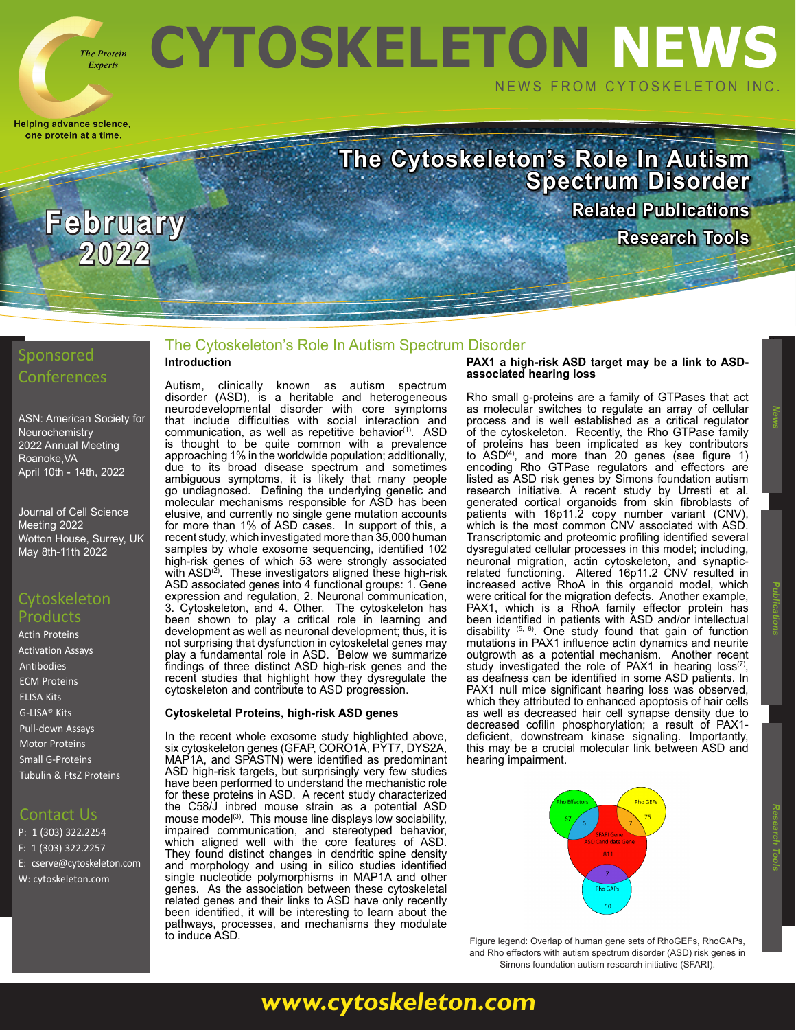# CYTOSKELETON NEWS

NEWS FROM CYTOSKELETON INC.

The Protein Experts

Helping advance science, one protein at a time.

February 2022

The Cytoskeleton's Role In Autism Spectrum Disorder

Related Publications

Research Tools

## Sponsored Conferences

ASN: American Society for Neurochemistry 2022 Annual Meeting
Roanoke,VA
April 10th - 14th, 2022

Journal of Cell Science Meeting 2022
Wotton House, Surrey, UK
May 8th-11th 2022

## Cytoskeleton Products

- Actin Proteins
- Activation Assays
- Antibodies
- ECM Proteins
- ELISA Kits
- G-LISA® Kits
- Pull-down Assays
- Motor Proteins
- Small G-Proteins
- Tubulin & FtsZ Proteins

## Contact Us

P: 1 (303) 322.2254
F: 1 (303) 322.2257
E: cserve@cytoskeleton.com
W: cytoskeleton.com

# The Cytoskeleton's Role In Autism Spectrum Disorder

### Introduction

Autism, clinically known as autism spectrum disorder (ASD), is a heritable and heterogeneous neurodevelopmental disorder with core symptoms that include difficulties with social interaction and communication, as well as repetitive behavior[1]. ASD is thought to be quite common with a prevalence approaching 1% in the worldwide population; additionally, due to its broad disease spectrum and sometimes ambiguous symptoms, it is likely that many people go undiagnosed. Defining the underlying genetic and molecular mechanisms responsible for ASD has been elusive, and currently no single gene mutation accounts for more than 1% of ASD cases. In support of this, a recent study, which investigated more than 35,000 human samples by whole exosome sequencing, identified 102 high-risk genes of which 53 were strongly associated with ASD[2]. These investigators aligned these high-risk ASD associated genes into 4 functional groups: 1. Gene expression and regulation, 2. Neuronal communication, 3. Cytoskeleton, and 4. Other. The cytoskeleton has been shown to play a critical role in learning and development as well as neuronal development; thus, it is not surprising that dysfunction in cytoskeletal genes may play a fundamental role in ASD. Below we summarize findings of three distinct ASD high-risk genes and the recent studies that highlight how they dysregulate the cytoskeleton and contribute to ASD progression.

### Cytoskeletal Proteins, high-risk ASD genes

In the recent whole exosome study highlighted above, six cytoskeleton genes (GFAP, CORO1A, PYT7, DYS2A, MAP1A, and SPASTN) were identified as predominant ASD high-risk targets, but surprisingly very few studies have been performed to understand the mechanistic role for these proteins in ASD. A recent study characterized the C58/J inbred mouse strain as a potential ASD mouse model[3]. This mouse line displays low sociability, impaired communication, and stereotyped behavior, which aligned well with the core features of ASD. They found distinct changes in dendritic spine density and morphology and using in silico studies identified single nucleotide polymorphisms in MAP1A and other genes. As the association between these cytoskeletal related genes and their links to ASD have only recently been identified, it will be interesting to learn about the pathways, processes, and mechanisms they modulate to induce ASD.

### PAX1 a high-risk ASD target may be a link to ASD-associated hearing loss

Rho small g-proteins are a family of GTPases that act as molecular switches to regulate an array of cellular process and is well established as a critical regulator of the cytoskeleton. Recently, the Rho GTPase family of proteins has been implicated as key contributors to ASD[4], and more than 20 genes (see figure 1) encoding Rho GTPase regulators and effectors are listed as ASD risk genes by Simons foundation autism research initiative. A recent study by Urresti et al. generated cortical organoids from skin fibroblasts of patients with 16p11.2 copy number variant (CNV), which is the most common CNV associated with ASD. Transcriptomic and proteomic profiling identified several dysregulated cellular processes in this model; including, neuronal migration, actin cytoskeleton, and synaptic-related functioning. Altered 16p11.2 CNV resulted in increased active RhoA in this organoid model, which were critical for the migration defects. Another example, PAX1, which is a RhoA family effector protein has been identified in patients with ASD and/or intellectual disability [5, 6]. One study found that gain of function mutations in PAX1 influence actin dynamics and neurite outgrowth as a potential mechanism. Another recent study investigated the role of PAX1 in hearing loss[7], as deafness can be identified in some ASD patients. In PAX1 null mice significant hearing loss was observed, which they attributed to enhanced apoptosis of hair cells as well as decreased hair cell synapse density due to decreased cofilin phosphorylation; a result of PAX1-deficient, downstream kinase signaling. Importantly, this may be a crucial molecular link between ASD and hearing impairment.

Figure legend: Overlap of human gene sets of RhoGEFs, RhoGAPs, and Rho effectors with autism spectrum disorder (ASD) risk genes in Simons foundation autism research initiative (SFARI).

www.cytoskeleton.com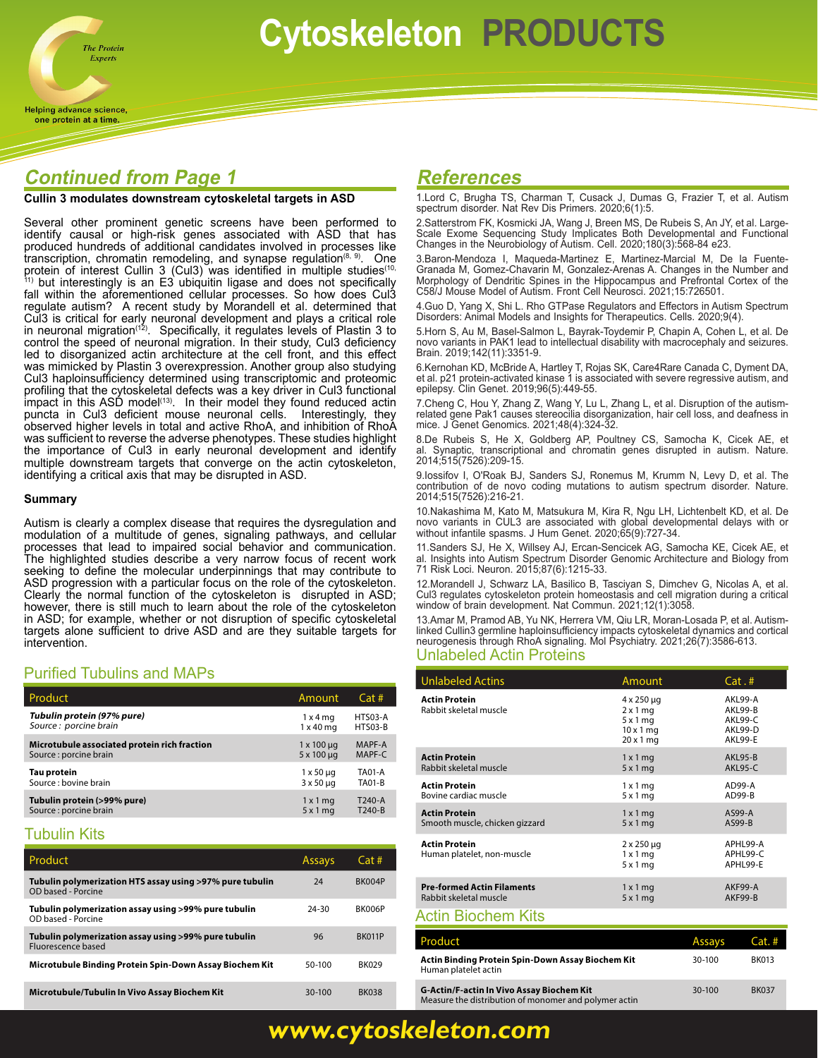# Cytoskeleton PRODUCTS

## Continued from Page 1

### Cullin 3 modulates downstream cytoskeletal targets in ASD

Several other prominent genetic screens have been performed to identify causal or high-risk genes associated with ASD that has produced hundreds of additional candidates involved in processes like transcription, chromatin remodeling, and synapse regulation[8, 9]. One protein of interest Cullin 3 (Cul3) was identified in multiple studies[10, 11] but interestingly is an E3 ubiquitin ligase and does not specifically fall within the aforementioned cellular processes. So how does Cul3 regulate autism? A recent study by Morandell et al. determined that Cul3 is critical for early neuronal development and plays a critical role in neuronal migration[12]. Specifically, it regulates levels of Plastin 3 to control the speed of neuronal migration. In their study, Cul3 deficiency led to disorganized actin architecture at the cell front, and this effect was mimicked by Plastin 3 overexpression. Another group also studying Cul3 haploinsufficiency determined using transcriptomic and proteomic profiling that the cytoskeletal defects was a key driver in Cul3 functional impact in this ASD model[13]. In their model they found reduced actin puncta in Cul3 deficient mouse neuronal cells. Interestingly, they observed higher levels in total and active RhoA, and inhibition of RhoA was sufficient to reverse the adverse phenotypes. These studies highlight the importance of Cul3 in early neuronal development and identify multiple downstream targets that converge on the actin cytoskeleton, identifying a critical axis that may be disrupted in ASD.

### Summary

Autism is clearly a complex disease that requires the dysregulation and modulation of a multitude of genes, signaling pathways, and cellular processes that lead to impaired social behavior and communication. The highlighted studies describe a very narrow focus of recent work seeking to define the molecular underpinnings that may contribute to ASD progression with a particular focus on the role of the cytoskeleton. Clearly the normal function of the cytoskeleton is disrupted in ASD; however, there is still much to learn about the role of the cytoskeleton in ASD; for example, whether or not disruption of specific cytoskeletal targets alone sufficient to drive ASD and are they suitable targets for intervention.

## References

1.Lord C, Brugha TS, Charman T, Cusack J, Dumas G, Frazier T, et al. Autism spectrum disorder. Nat Rev Dis Primers. 2020;6(1):5.

2.Satterstrom FK, Kosmicki JA, Wang J, Breen MS, De Rubeis S, An JY, et al. Large-Scale Exome Sequencing Study Implicates Both Developmental and Functional Changes in the Neurobiology of Autism. Cell. 2020;180(3):568-84 e23.

3.Baron-Mendoza I, Maqueda-Martinez E, Martinez-Marcial M, De la Fuente-Granada M, Gomez-Chavarin M, Gonzalez-Arenas A. Changes in the Number and Morphology of Dendritic Spines in the Hippocampus and Prefrontal Cortex of the C58/J Mouse Model of Autism. Front Cell Neurosci. 2021;15:726501.

4.Guo D, Yang X, Shi L. Rho GTPase Regulators and Effectors in Autism Spectrum Disorders: Animal Models and Insights for Therapeutics. Cells. 2020;9(4).

5.Horn S, Au M, Basel-Salmon L, Bayrak-Toydemir P, Chapin A, Cohen L, et al. De novo variants in PAK1 lead to intellectual disability with macrocephaly and seizures. Brain. 2019;142(11):3351-9.

6.Kernohan KD, McBride A, Hartley T, Rojas SK, Care4Rare Canada C, Dyment DA, et al. p21 protein-activated kinase 1 is associated with severe regressive autism, and epilepsy. Clin Genet. 2019;96(5):449-55.

7.Cheng C, Hou Y, Zhang Z, Wang Y, Lu L, Zhang L, et al. Disruption of the autism-related gene Pak1 causes stereocilia disorganization, hair cell loss, and deafness in mice. J Genet Genomics. 2021;48(4):324-32.

8.De Rubeis S, He X, Goldberg AP, Poultney CS, Samocha K, Cicek AE, et al. Synaptic, transcriptional and chromatin genes disrupted in autism. Nature. 2014;515(7526):209-15.

9.Iossifov I, O'Roak BJ, Sanders SJ, Ronemus M, Krumm N, Levy D, et al. The contribution of de novo coding mutations to autism spectrum disorder. Nature. 2014;515(7526):216-21.

10.Nakashima M, Kato M, Matsukura M, Kira R, Ngu LH, Lichtenbelt KD, et al. De novo variants in CUL3 are associated with global developmental delays with or without infantile spasms. J Hum Genet. 2020;65(9):727-34.

11.Sanders SJ, He X, Willsey AJ, Ercan-Sencicek AG, Samocha KE, Cicek AE, et al. Insights into Autism Spectrum Disorder Genomic Architecture and Biology from 71 Risk Loci. Neuron. 2015;87(6):1215-33.

12.Morandell J, Schwarz LA, Basilico B, Tasciyan S, Dimchev G, Nicolas A, et al. Cul3 regulates cytoskeleton protein homeostasis and cell migration during a critical window of brain development. Nat Commun. 2021;12(1):3058.

13.Amar M, Pramod AB, Yu NK, Herrera VM, Qiu LR, Moran-Losada P, et al. Autism-linked Cullin3 germline haploinsufficiency impacts cytoskeletal dynamics and cortical neurogenesis through RhoA signaling. Mol Psychiatry. 2021;26(7):3586-613.

## Purified Tubulins and MAPs

| Product | Amount | Cat # |
|---|---|---|
| ***Tubulin protein (97% pure)***<br>*Source : porcine brain* | 1 x 4 mg<br>1 x 40 mg | HTS03-A<br>HTS03-B |
| **Microtubule associated protein rich fraction**<br>Source : porcine brain | 1 x 100 µg<br>5 x 100 µg | MAPF-A<br>MAPF-C |
| **Tau protein**<br>Source : bovine brain | 1 x 50 µg<br>3 x 50 µg | TA01-A<br>TA01-B |
| **Tubulin protein (>99% pure)**<br>Source : porcine brain | 1 x 1 mg<br>5 x 1 mg | T240-A<br>T240-B |

## Tubulin Kits

| Product | Assays | Cat # |
|---|---|---|
| **Tubulin polymerization HTS assay using >97% pure tubulin**<br>OD based - Porcine | 24 | BK004P |
| **Tubulin polymerization assay using >99% pure tubulin**<br>OD based - Porcine | 24-30 | BK006P |
| **Tubulin polymerization assay using >99% pure tubulin**<br>Fluorescence based | 96 | BK011P |
| **Microtubule Binding Protein Spin-Down Assay Biochem Kit** | 50-100 | BK029 |
| **Microtubule/Tubulin In Vivo Assay Biochem Kit** | 30-100 | BK038 |

## Unlabeled Actin Proteins

| Unlabeled Actins | Amount | Cat . # |
|---|---|---|
| **Actin Protein**<br>Rabbit skeletal muscle | 4 x 250 µg<br>2 x 1 mg<br>5 x 1 mg<br>10 x 1 mg<br>20 x 1 mg | AKL99-A<br>AKL99-B<br>AKL99-C<br>AKL99-D<br>AKL99-E |
| **Actin Protein**<br>Rabbit skeletal muscle | 1 x 1 mg<br>5 x 1 mg | AKL95-B<br>AKL95-C |
| **Actin Protein**<br>Bovine cardiac muscle | 1 x 1 mg<br>5 x 1 mg | AD99-A<br>AD99-B |
| **Actin Protein**<br>Smooth muscle, chicken gizzard | 1 x 1 mg<br>5 x 1 mg | AS99-A<br>AS99-B |
| **Actin Protein**<br>Human platelet, non-muscle | 2 x 250 µg<br>1 x 1 mg<br>5 x 1 mg | APHL99-A<br>APHL99-C<br>APHL99-E |
| **Pre-formed Actin Filaments**<br>Rabbit skeletal muscle | 1 x 1 mg<br>5 x 1 mg | AKF99-A<br>AKF99-B |

## Actin Biochem Kits

| Product | Assays | Cat. # |
|---|---|---|
| **Actin Binding Protein Spin-Down Assay Biochem Kit**<br>Human platelet actin | 30-100 | BK013 |
| **G-Actin/F-actin In Vivo Assay Biochem Kit**<br>Measure the distribution of monomer and polymer actin | 30-100 | BK037 |

**www.cytoskeleton.com**